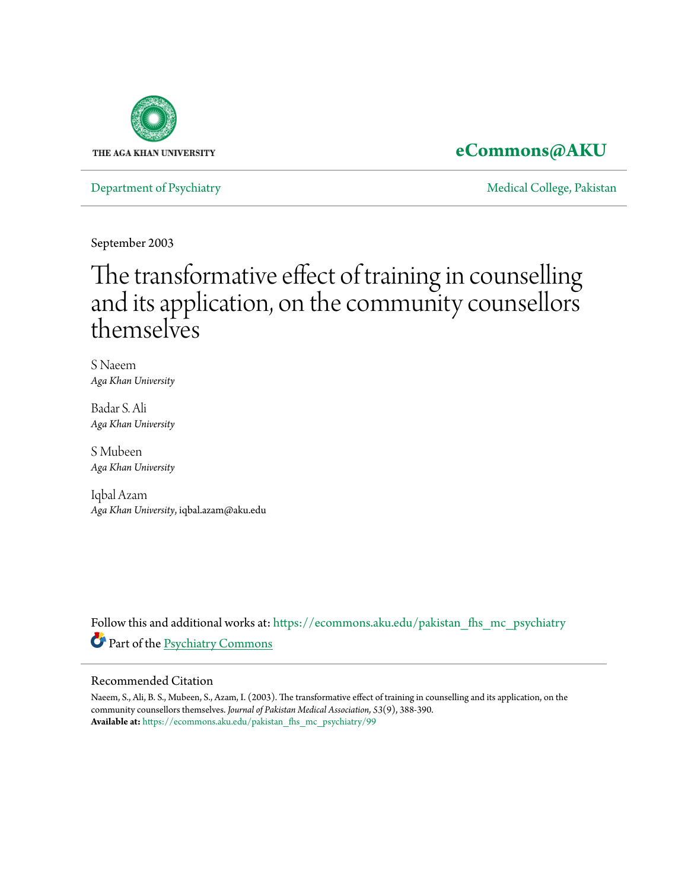THE AGA KHAN UNIVERSITY

**eCommons@AKU**

Department of Psychiatry | Medical College, Pakistan

September 2003

# The transformative effect of training in counselling and its application, on the community counsellors themselves

S Naeem
*Aga Khan University*

Badar S. Ali
*Aga Khan University*

S Mubeen
*Aga Khan University*

Iqbal Azam
*Aga Khan University*, iqbal.azam@aku.edu

Follow this and additional works at: https://ecommons.aku.edu/pakistan_fhs_mc_psychiatry

Part of the Psychiatry Commons

## Recommended Citation

Naeem, S., Ali, B. S., Mubeen, S., Azam, I. (2003). The transformative effect of training in counselling and its application, on the community counsellors themselves. *Journal of Pakistan Medical Association, 53*(9), 388-390.
**Available at:** https://ecommons.aku.edu/pakistan_fhs_mc_psychiatry/99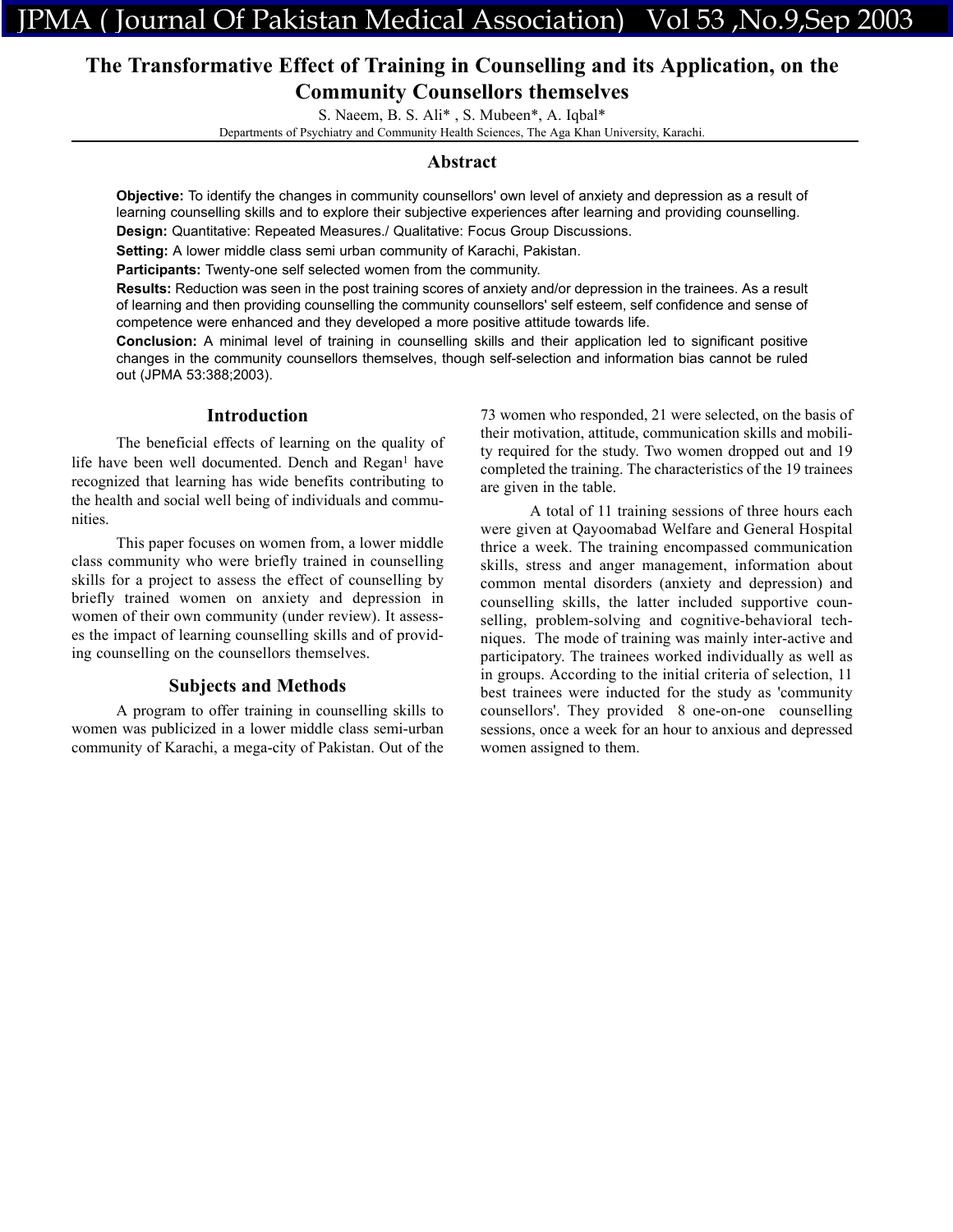# The Transformative Effect of Training in Counselling and its Application, on the Community Counsellors themselves

S. Naeem, B. S. Ali* , S. Mubeen*, A. Iqbal*

Departments of Psychiatry and Community Health Sciences, The Aga Khan University, Karachi.

## Abstract

**Objective:** To identify the changes in community counsellors' own level of anxiety and depression as a result of learning counselling skills and to explore their subjective experiences after learning and providing counselling.

**Design:** Quantitative: Repeated Measures./ Qualitative: Focus Group Discussions.

**Setting:** A lower middle class semi urban community of Karachi, Pakistan.

**Participants:** Twenty-one self selected women from the community.

**Results:** Reduction was seen in the post training scores of anxiety and/or depression in the trainees. As a result of learning and then providing counselling the community counsellors' self esteem, self confidence and sense of competence were enhanced and they developed a more positive attitude towards life.

**Conclusion:** A minimal level of training in counselling skills and their application led to significant positive changes in the community counsellors themselves, though self-selection and information bias cannot be ruled out (JPMA 53:388;2003).

## Introduction

The beneficial effects of learning on the quality of life have been well documented. Dench and Regan[1] have recognized that learning has wide benefits contributing to the health and social well being of individuals and communities.

This paper focuses on women from, a lower middle class community who were briefly trained in counselling skills for a project to assess the effect of counselling by briefly trained women on anxiety and depression in women of their own community (under review). It assesses the impact of learning counselling skills and of providing counselling on the counsellors themselves.

## Subjects and Methods

A program to offer training in counselling skills to women was publicized in a lower middle class semi-urban community of Karachi, a mega-city of Pakistan. Out of the 73 women who responded, 21 were selected, on the basis of their motivation, attitude, communication skills and mobility required for the study. Two women dropped out and 19 completed the training. The characteristics of the 19 trainees are given in the table.

A total of 11 training sessions of three hours each were given at Qayoomabad Welfare and General Hospital thrice a week. The training encompassed communication skills, stress and anger management, information about common mental disorders (anxiety and depression) and counselling skills, the latter included supportive counselling, problem-solving and cognitive-behavioral techniques. The mode of training was mainly inter-active and participatory. The trainees worked individually as well as in groups. According to the initial criteria of selection, 11 best trainees were inducted for the study as 'community counsellors'. They provided 8 one-on-one counselling sessions, once a week for an hour to anxious and depressed women assigned to them.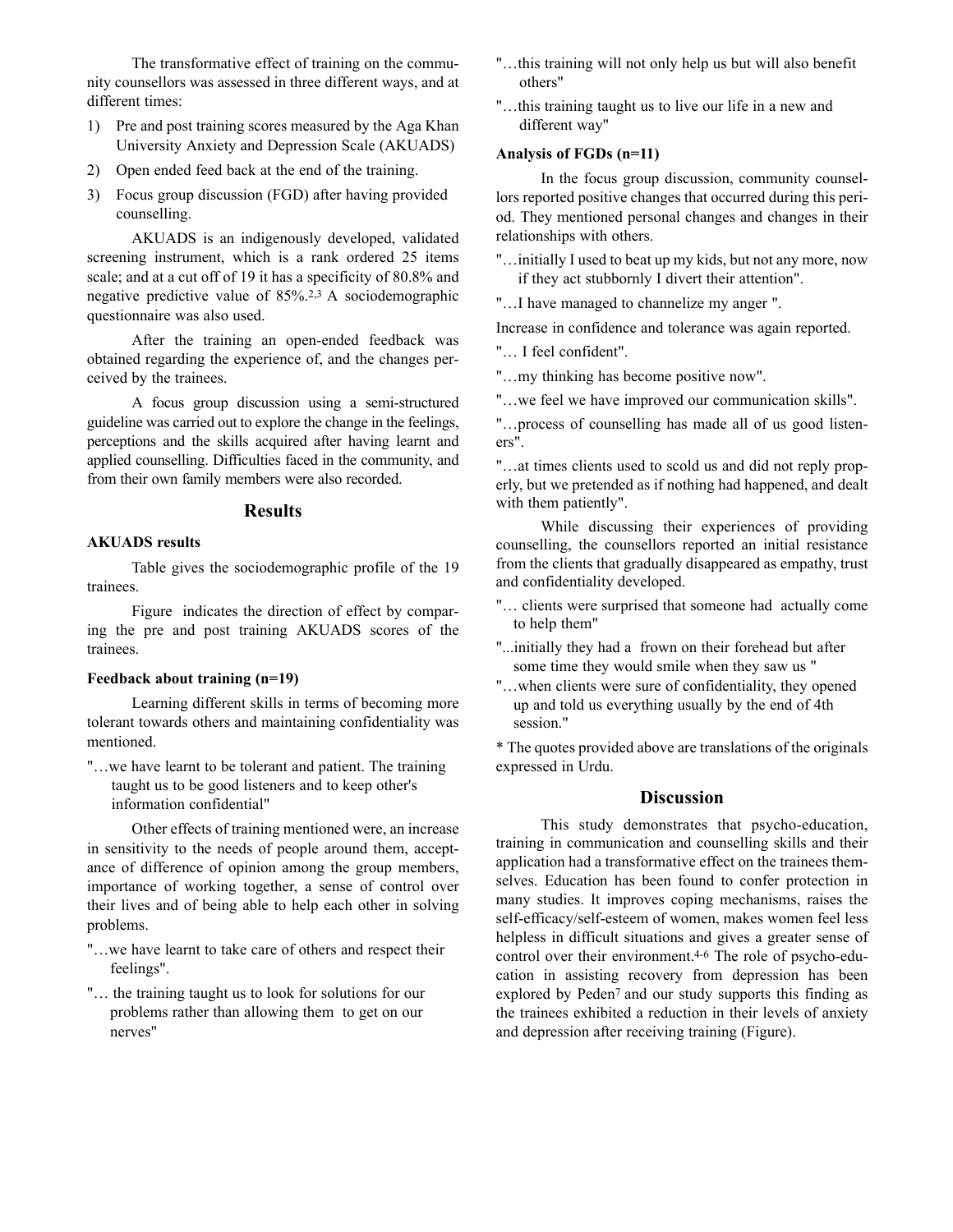The transformative effect of training on the community counsellors was assessed in three different ways, and at different times:

1) Pre and post training scores measured by the Aga Khan University Anxiety and Depression Scale (AKUADS)
2) Open ended feed back at the end of the training.
3) Focus group discussion (FGD) after having provided counselling.

AKUADS is an indigenously developed, validated screening instrument, which is a rank ordered 25 items scale; and at a cut off of 19 it has a specificity of 80.8% and negative predictive value of 85%.[2,3] A sociodemographic questionnaire was also used.

After the training an open-ended feedback was obtained regarding the experience of, and the changes perceived by the trainees.

A focus group discussion using a semi-structured guideline was carried out to explore the change in the feelings, perceptions and the skills acquired after having learnt and applied counselling. Difficulties faced in the community, and from their own family members were also recorded.

## Results

**AKUADS results**

Table gives the sociodemographic profile of the 19 trainees.

Figure indicates the direction of effect by comparing the pre and post training AKUADS scores of the trainees.

**Feedback about training (n=19)**

Learning different skills in terms of becoming more tolerant towards others and maintaining confidentiality was mentioned.

"…we have learnt to be tolerant and patient. The training taught us to be good listeners and to keep other's information confidential"

Other effects of training mentioned were, an increase in sensitivity to the needs of people around them, acceptance of difference of opinion among the group members, importance of working together, a sense of control over their lives and of being able to help each other in solving problems.

"…we have learnt to take care of others and respect their feelings".

"… the training taught us to look for solutions for our problems rather than allowing them to get on our nerves"

"…this training will not only help us but will also benefit others"

"…this training taught us to live our life in a new and different way"

**Analysis of FGDs (n=11)**

In the focus group discussion, community counsellors reported positive changes that occurred during this period. They mentioned personal changes and changes in their relationships with others.

"…initially I used to beat up my kids, but not any more, now if they act stubbornly I divert their attention".

"…I have managed to channelize my anger ".

Increase in confidence and tolerance was again reported.

"… I feel confident".

"…my thinking has become positive now".

"…we feel we have improved our communication skills".

"…process of counselling has made all of us good listeners".

"…at times clients used to scold us and did not reply properly, but we pretended as if nothing had happened, and dealt with them patiently".

While discussing their experiences of providing counselling, the counsellors reported an initial resistance from the clients that gradually disappeared as empathy, trust and confidentiality developed.

"… clients were surprised that someone had actually come to help them"

"...initially they had a frown on their forehead but after some time they would smile when they saw us "

"…when clients were sure of confidentiality, they opened up and told us everything usually by the end of 4th session."

* The quotes provided above are translations of the originals expressed in Urdu.

## Discussion

This study demonstrates that psycho-education, training in communication and counselling skills and their application had a transformative effect on the trainees themselves. Education has been found to confer protection in many studies. It improves coping mechanisms, raises the self-efficacy/self-esteem of women, makes women feel less helpless in difficult situations and gives a greater sense of control over their environment.[4-6] The role of psycho-education in assisting recovery from depression has been explored by Peden[7] and our study supports this finding as the trainees exhibited a reduction in their levels of anxiety and depression after receiving training (Figure).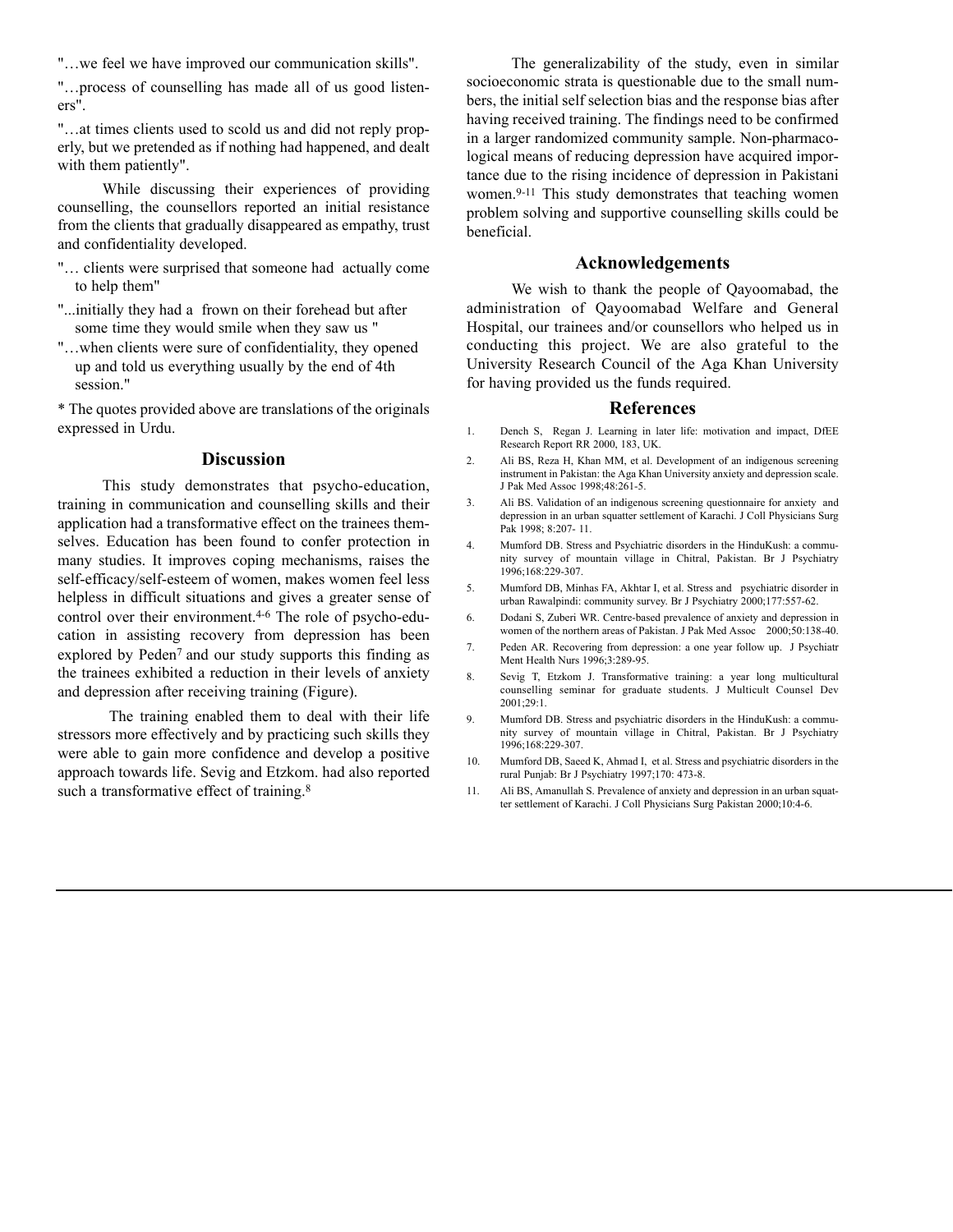"…we feel we have improved our communication skills".

"…process of counselling has made all of us good listeners".

"…at times clients used to scold us and did not reply properly, but we pretended as if nothing had happened, and dealt with them patiently".

While discussing their experiences of providing counselling, the counsellors reported an initial resistance from the clients that gradually disappeared as empathy, trust and confidentiality developed.

"… clients were surprised that someone had actually come to help them"

"...initially they had a frown on their forehead but after some time they would smile when they saw us "

"…when clients were sure of confidentiality, they opened up and told us everything usually by the end of 4th session."

* The quotes provided above are translations of the originals expressed in Urdu.

## Discussion

This study demonstrates that psycho-education, training in communication and counselling skills and their application had a transformative effect on the trainees themselves. Education has been found to confer protection in many studies. It improves coping mechanisms, raises the self-efficacy/self-esteem of women, makes women feel less helpless in difficult situations and gives a greater sense of control over their environment.[4-6] The role of psycho-education in assisting recovery from depression has been explored by Peden[7] and our study supports this finding as the trainees exhibited a reduction in their levels of anxiety and depression after receiving training (Figure).

The training enabled them to deal with their life stressors more effectively and by practicing such skills they were able to gain more confidence and develop a positive approach towards life. Sevig and Etzkom. had also reported such a transformative effect of training.[8]

The generalizability of the study, even in similar socioeconomic strata is questionable due to the small numbers, the initial self selection bias and the response bias after having received training. The findings need to be confirmed in a larger randomized community sample. Non-pharmacological means of reducing depression have acquired importance due to the rising incidence of depression in Pakistani women.[9-11] This study demonstrates that teaching women problem solving and supportive counselling skills could be beneficial.

## Acknowledgements

We wish to thank the people of Qayoomabad, the administration of Qayoomabad Welfare and General Hospital, our trainees and/or counsellors who helped us in conducting this project. We are also grateful to the University Research Council of the Aga Khan University for having provided us the funds required.

## References

1. Dench S, Regan J. Learning in later life: motivation and impact, DfEE Research Report RR 2000, 183, UK.
2. Ali BS, Reza H, Khan MM, et al. Development of an indigenous screening instrument in Pakistan: the Aga Khan University anxiety and depression scale. J Pak Med Assoc 1998;48:261-5.
3. Ali BS. Validation of an indigenous screening questionnaire for anxiety and depression in an urban squatter settlement of Karachi. J Coll Physicians Surg Pak 1998; 8:207- 11.
4. Mumford DB. Stress and Psychiatric disorders in the HinduKush: a community survey of mountain village in Chitral, Pakistan. Br J Psychiatry 1996;168:229-307.
5. Mumford DB, Minhas FA, Akhtar I, et al. Stress and psychiatric disorder in urban Rawalpindi: community survey. Br J Psychiatry 2000;177:557-62.
6. Dodani S, Zuberi WR. Centre-based prevalence of anxiety and depression in women of the northern areas of Pakistan. J Pak Med Assoc 2000;50:138-40.
7. Peden AR. Recovering from depression: a one year follow up. J Psychiatr Ment Health Nurs 1996;3:289-95.
8. Sevig T, Etzkom J. Transformative training: a year long multicultural counselling seminar for graduate students. J Multicult Counsel Dev 2001;29:1.
9. Mumford DB. Stress and psychiatric disorders in the HinduKush: a community survey of mountain village in Chitral, Pakistan. Br J Psychiatry 1996;168:229-307.
10. Mumford DB, Saeed K, Ahmad I, et al. Stress and psychiatric disorders in the rural Punjab: Br J Psychiatry 1997;170: 473-8.
11. Ali BS, Amanullah S. Prevalence of anxiety and depression in an urban squatter settlement of Karachi. J Coll Physicians Surg Pakistan 2000;10:4-6.